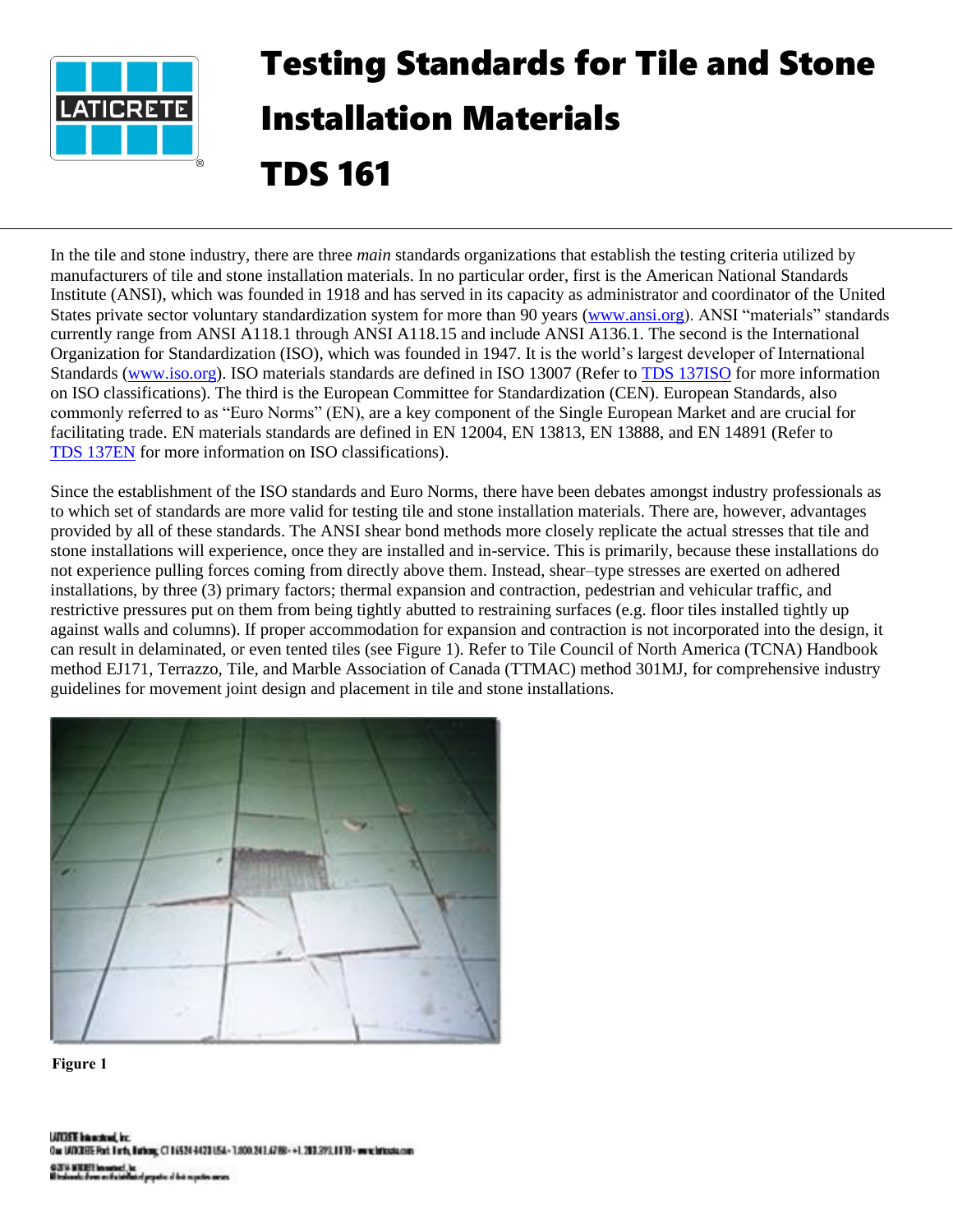# Testing Standards for Tile and Stone Installation Materials

# TDS 161

In the tile and stone industry, there are three *main* standards organizations that establish the testing criteria utilized by manufacturers of tile and stone installation materials. In no particular order, first is the American National Standards Institute (ANSI), which was founded in 1918 and has served in its capacity as administrator and coordinator of the United States private sector voluntary standardization system for more than 90 years ([www.ansi.org](www.ansi.org)). ANSI "materials" standards currently range from ANSI A118.1 through ANSI A118.15 and include ANSI A136.1. The second is the International Organization for Standardization (ISO), which was founded in 1947. It is the world's largest developer of International Standards ([www.iso.org](www.iso.org)). ISO materials standards are defined in ISO 13007 (Refer to [TDS 137ISO]() for more information on ISO classifications). The third is the European Committee for Standardization (CEN). European Standards, also commonly referred to as "Euro Norms" (EN), are a key component of the Single European Market and are crucial for facilitating trade. EN materials standards are defined in EN 12004, EN 13813, EN 13888, and EN 14891 (Refer to [TDS 137EN]() for more information on ISO classifications).

Since the establishment of the ISO standards and Euro Norms, there have been debates amongst industry professionals as to which set of standards are more valid for testing tile and stone installation materials. There are, however, advantages provided by all of these standards. The ANSI shear bond methods more closely replicate the actual stresses that tile and stone installations will experience, once they are installed and in-service. This is primarily, because these installations do not experience pulling forces coming from directly above them. Instead, shear–type stresses are exerted on adhered installations, by three (3) primary factors; thermal expansion and contraction, pedestrian and vehicular traffic, and restrictive pressures put on them from being tightly abutted to restraining surfaces (e.g. floor tiles installed tightly up against walls and columns). If proper accommodation for expansion and contraction is not incorporated into the design, it can result in delaminated, or even tented tiles (see Figure 1). Refer to Tile Council of North America (TCNA) Handbook method EJ171, Terrazzo, Tile, and Marble Association of Canada (TTMAC) method 301MJ, for comprehensive industry guidelines for movement joint design and placement in tile and stone installations.

**Figure 1**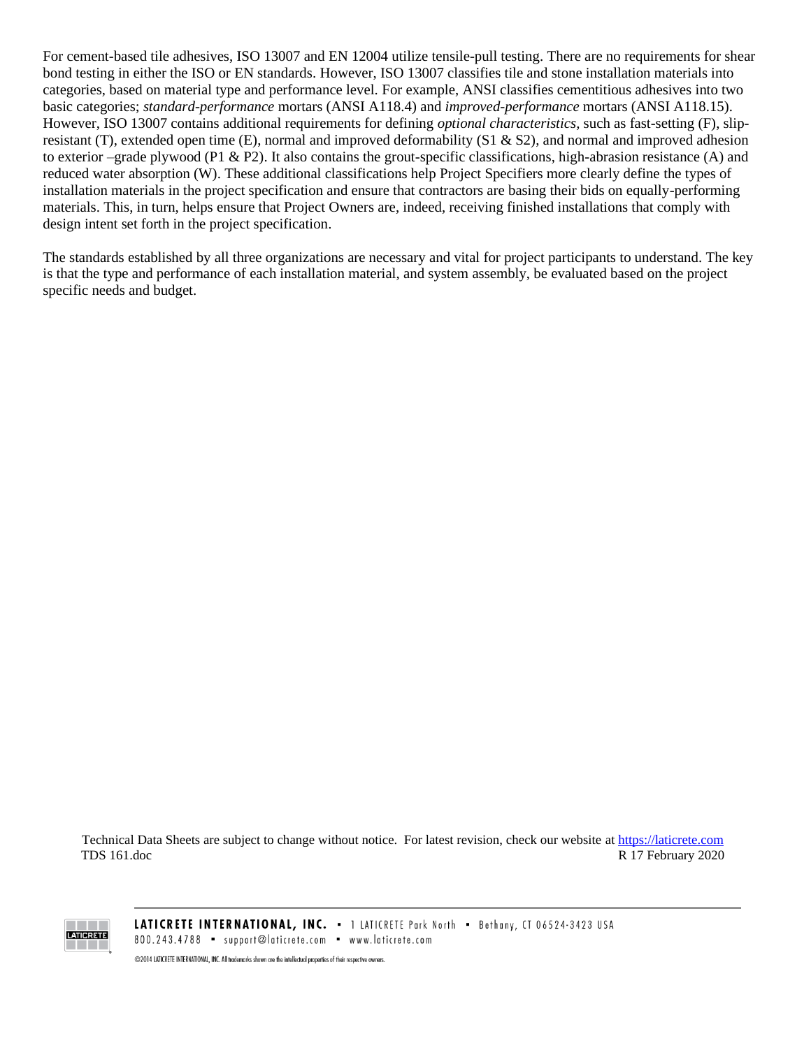For cement-based tile adhesives, ISO 13007 and EN 12004 utilize tensile-pull testing. There are no requirements for shear bond testing in either the ISO or EN standards. However, ISO 13007 classifies tile and stone installation materials into categories, based on material type and performance level. For example, ANSI classifies cementitious adhesives into two basic categories; *standard-performance* mortars (ANSI A118.4) and *improved-performance* mortars (ANSI A118.15). However, ISO 13007 contains additional requirements for defining *optional characteristics*, such as fast-setting (F), slip-resistant (T), extended open time (E), normal and improved deformability (S1 & S2), and normal and improved adhesion to exterior –grade plywood (P1 & P2). It also contains the grout-specific classifications, high-abrasion resistance (A) and reduced water absorption (W). These additional classifications help Project Specifiers more clearly define the types of installation materials in the project specification and ensure that contractors are basing their bids on equally-performing materials. This, in turn, helps ensure that Project Owners are, indeed, receiving finished installations that comply with design intent set forth in the project specification.

The standards established by all three organizations are necessary and vital for project participants to understand. The key is that the type and performance of each installation material, and system assembly, be evaluated based on the project specific needs and budget.

Technical Data Sheets are subject to change without notice. For latest revision, check our website at https://laticrete.com

TDS 161.doc R 17 February 2020

**LATICRETE INTERNATIONAL, INC.** ▪ 1 LATICRETE Park North ▪ Bethany, CT 06524-3423 USA
800.243.4788 ▪ support@laticrete.com ▪ www.laticrete.com

©2014 LATICRETE INTERNATIONAL, INC. All trademarks shown are the intellectual properties of their respective owners.